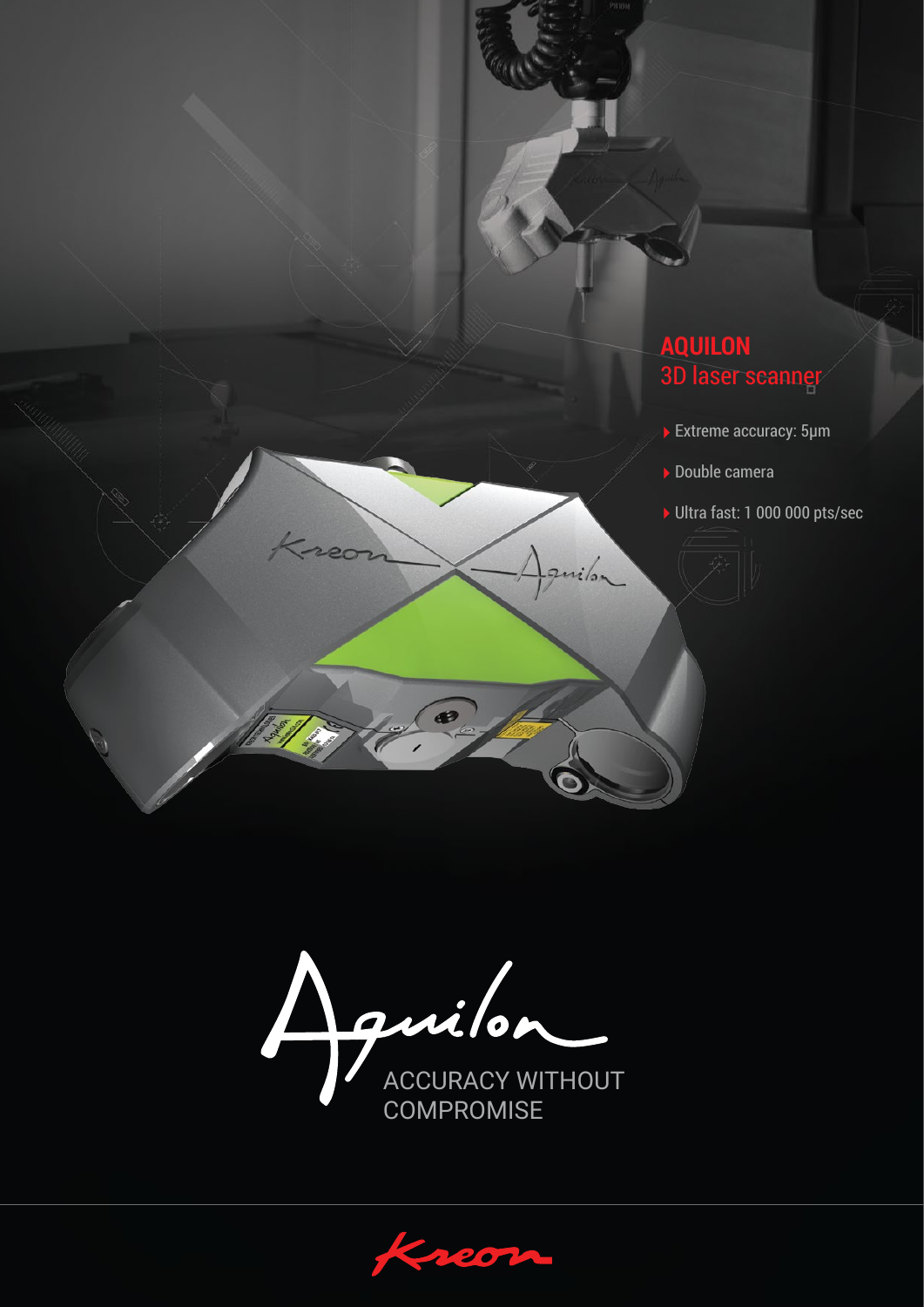# AQUILON

## 3D laser scanner

- Extreme accuracy: 5µm
- Double camera
- Ultra fast: 1 000 000 pts/sec

Aquilon

ACCURACY WITHOUT COMPROMISE

Kreon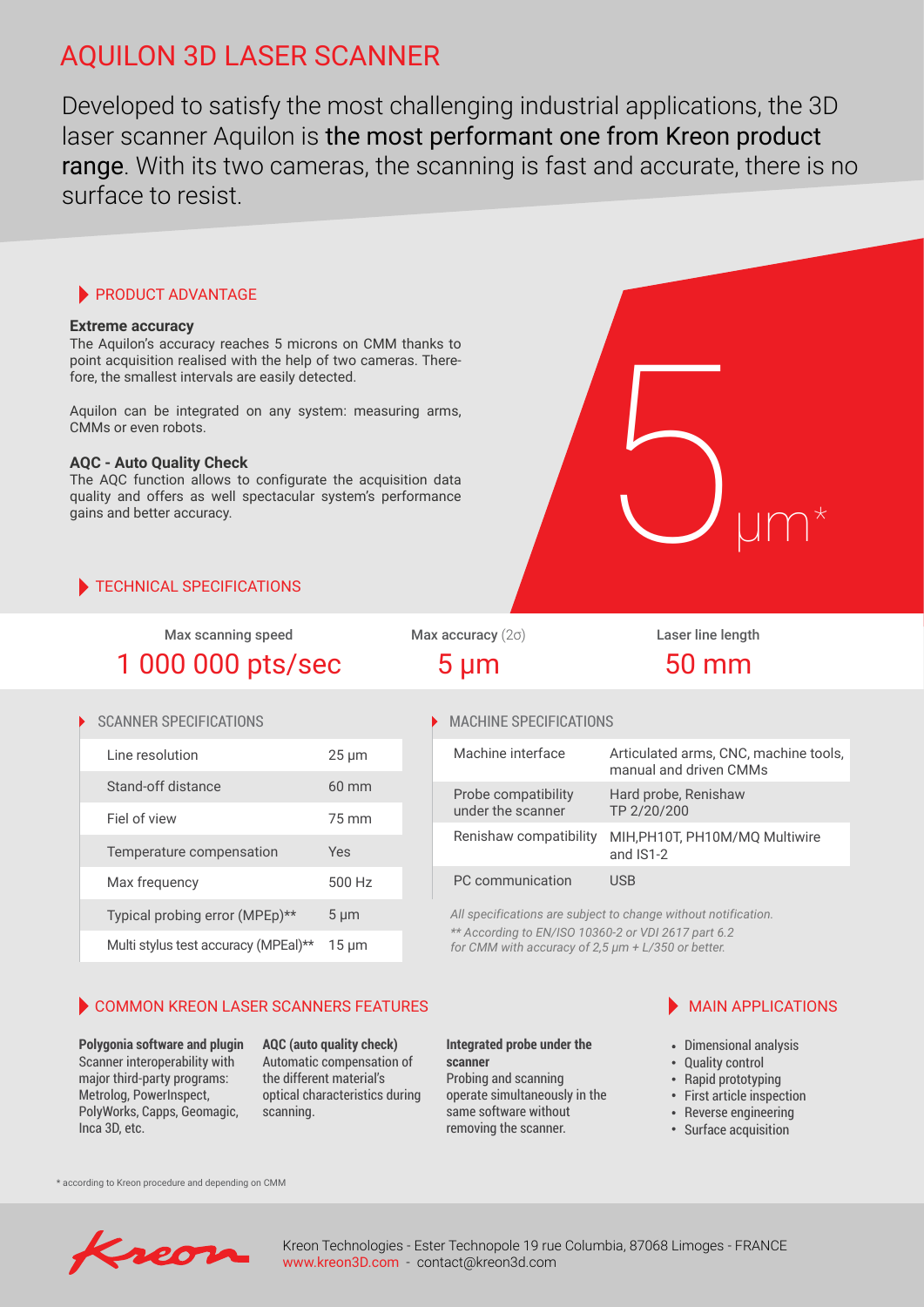# AQUILON 3D LASER SCANNER

Developed to satisfy the most challenging industrial applications, the 3D laser scanner Aquilon is the most performant one from Kreon product range. With its two cameras, the scanning is fast and accurate, there is no surface to resist.

## PRODUCT ADVANTAGE

**Extreme accuracy**
The Aquilon's accuracy reaches 5 microns on CMM thanks to point acquisition realised with the help of two cameras. Therefore, the smallest intervals are easily detected.

Aquilon can be integrated on any system: measuring arms, CMMs or even robots.

**AQC - Auto Quality Check**
The AQC function allows to configurate the acquisition data quality and offers as well spectacular system's performance gains and better accuracy.

5 µm*

## TECHNICAL SPECIFICATIONS

| Max scanning speed | Max accuracy (2σ) | Laser line length |
|---|---|---|
| 1 000 000 pts/sec | 5 µm | 50 mm |

### SCANNER SPECIFICATIONS

| | |
|---|---|
| Line resolution | 25 µm |
| Stand-off distance | 60 mm |
| Fiel of view | 75 mm |
| Temperature compensation | Yes |
| Max frequency | 500 Hz |
| Typical probing error (MPEp)** | 5 µm |
| Multi stylus test accuracy (MPEal)** | 15 µm |

### MACHINE SPECIFICATIONS

| | |
|---|---|
| Machine interface | Articulated arms, CNC, machine tools, manual and driven CMMs |
| Probe compatibility under the scanner | Hard probe, Renishaw TP 2/20/200 |
| Renishaw compatibility | MIH,PH10T, PH10M/MQ Multiwire and IS1-2 |
| PC communication | USB |

*All specifications are subject to change without notification.*
*** According to EN/ISO 10360-2 or VDI 2617 part 6.2 for CMM with accuracy of 2,5 µm + L/350 or better.*

## COMMON KREON LASER SCANNERS FEATURES

**Polygonia software and plugin**
Scanner interoperability with major third-party programs: Metrolog, PowerInspect, PolyWorks, Capps, Geomagic, Inca 3D, etc.

**AQC (auto quality check)**
Automatic compensation of the different material's optical characteristics during scanning.

**Integrated probe under the scanner**
Probing and scanning operate simultaneously in the same software without removing the scanner.

## MAIN APPLICATIONS

- Dimensional analysis
- Quality control
- Rapid prototyping
- First article inspection
- Reverse engineering
- Surface acquisition

\* according to Kreon procedure and depending on CMM

Kreon

Kreon Technologies - Ester Technopole 19 rue Columbia, 87068 Limoges - FRANCE
www.kreon3D.com - contact@kreon3d.com